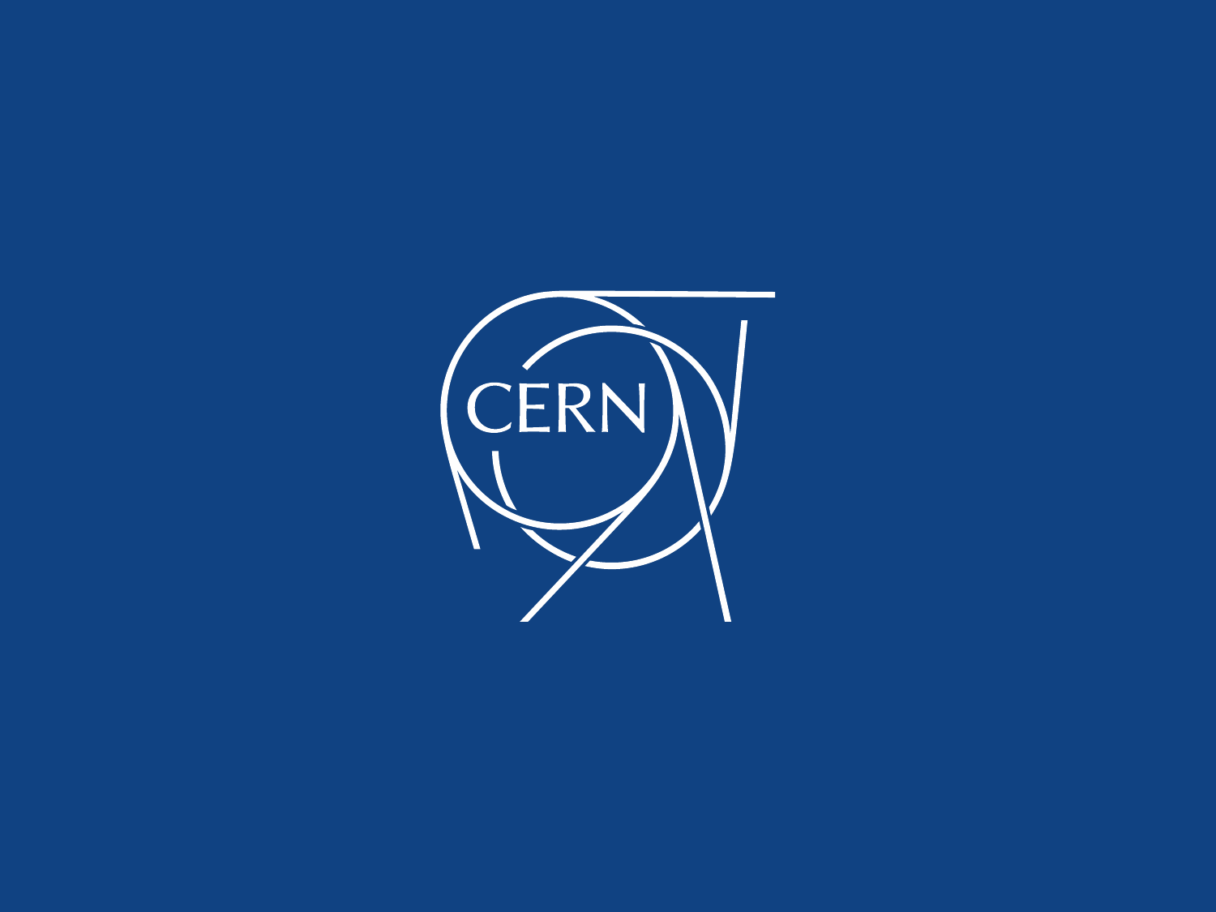CERN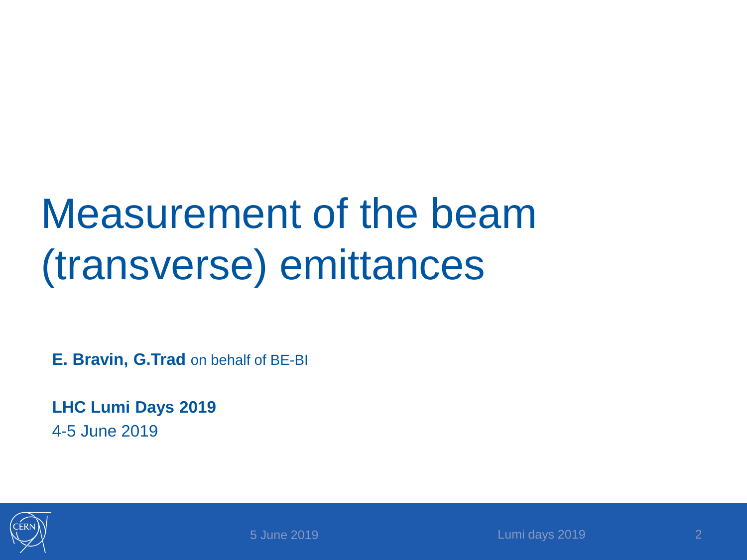# Measurement of the beam (transverse) emittances

**E. Bravin, G.Trad** on behalf of BE-BI

**LHC Lumi Days 2019**

4-5 June 2019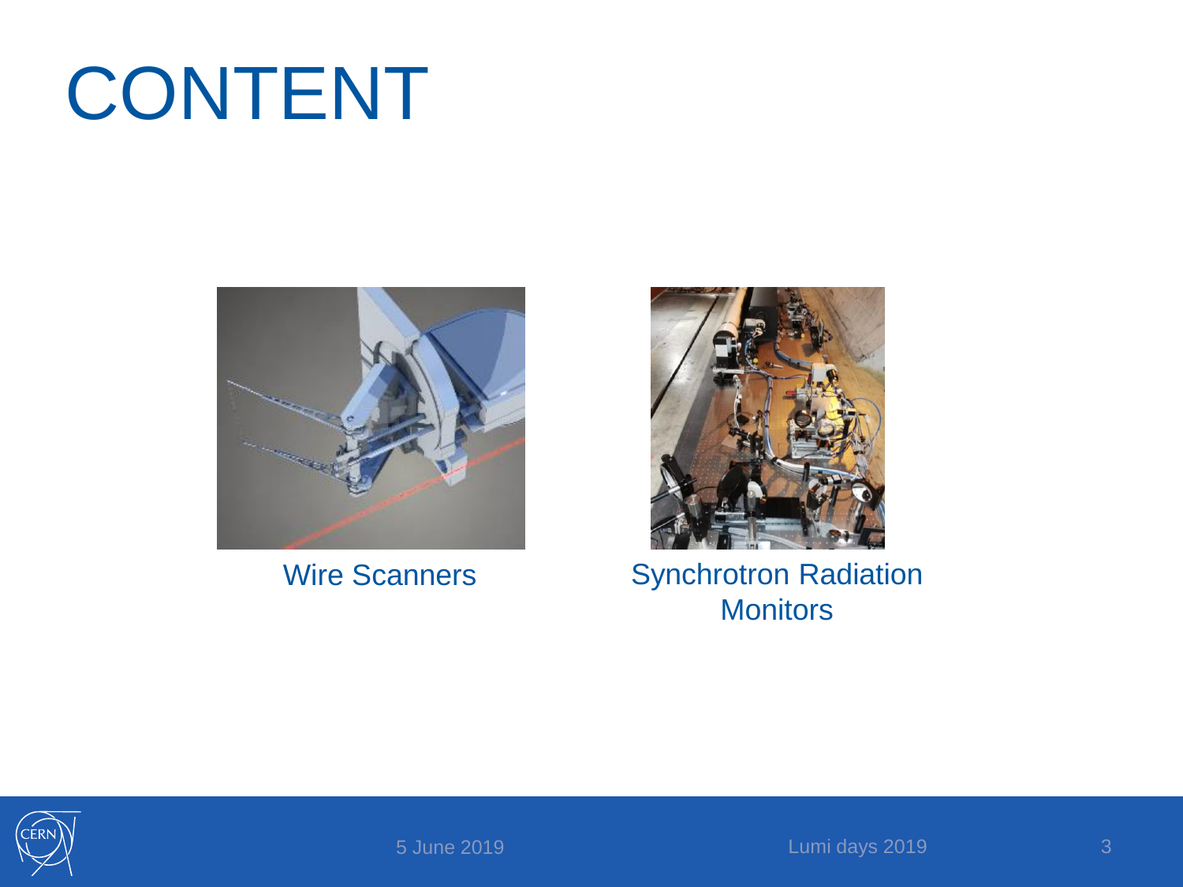# CONTENT

Wire Scanners

Synchrotron Radiation Monitors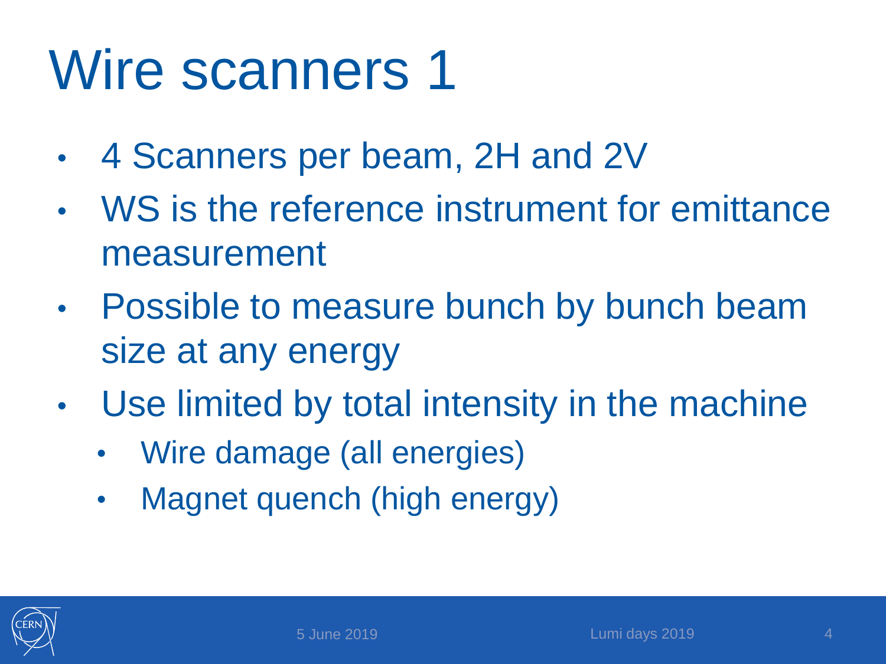# Wire scanners 1

- 4 Scanners per beam, 2H and 2V
- WS is the reference instrument for emittance measurement
- Possible to measure bunch by bunch beam size at any energy
- Use limited by total intensity in the machine
  - Wire damage (all energies)
  - Magnet quench (high energy)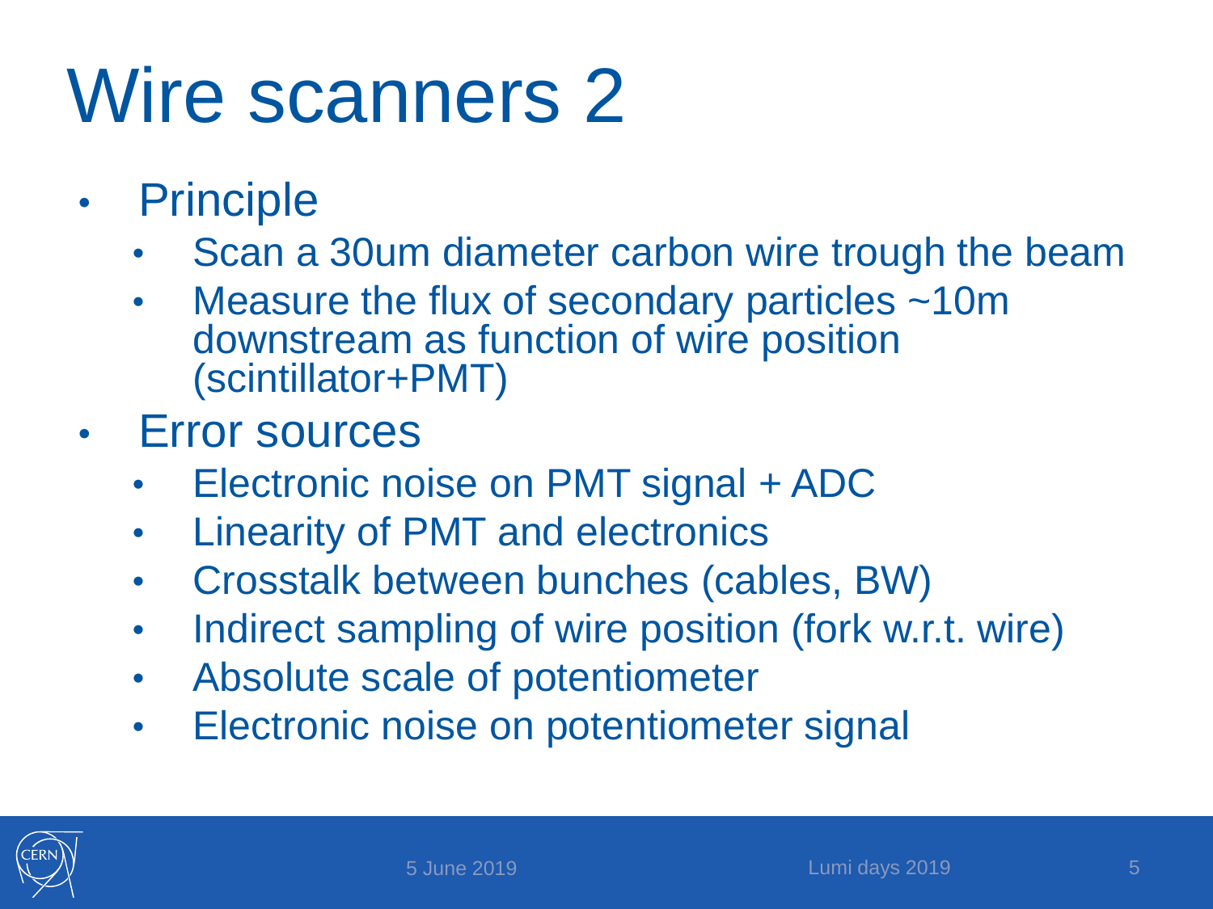# Wire scanners 2

- Principle
  - Scan a 30um diameter carbon wire trough the beam
  - Measure the flux of secondary particles ~10m downstream as function of wire position (scintillator+PMT)
- Error sources
  - Electronic noise on PMT signal + ADC
  - Linearity of PMT and electronics
  - Crosstalk between bunches (cables, BW)
  - Indirect sampling of wire position (fork w.r.t. wire)
  - Absolute scale of potentiometer
  - Electronic noise on potentiometer signal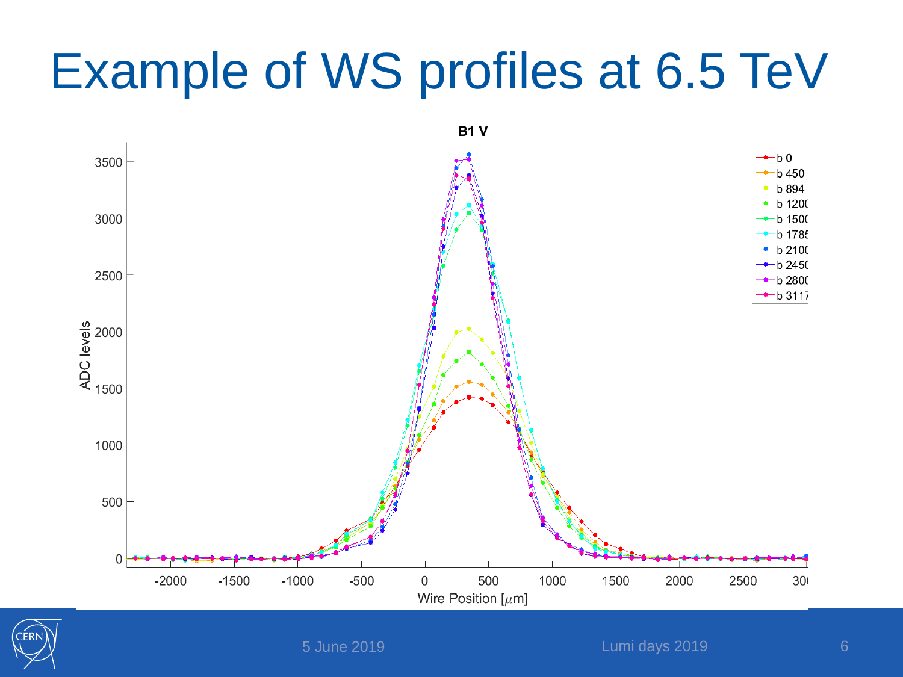# Example of WS profiles at 6.5 TeV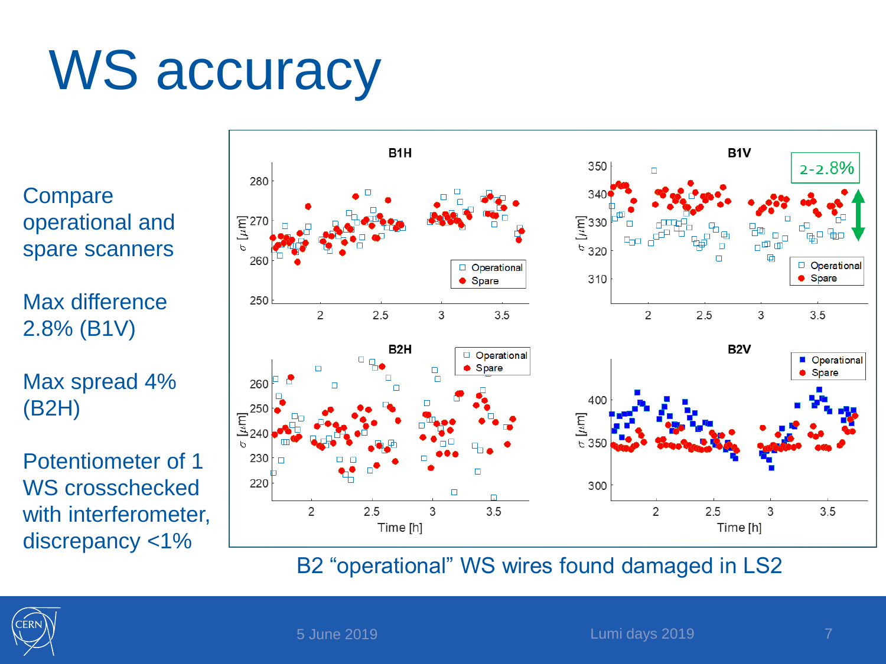# WS accuracy

Compare operational and spare scanners

Max difference 2.8% (B1V)

Max spread 4% (B2H)

Potentiometer of 1 WS crosschecked with interferometer, discrepancy <1%

B2 “operational” WS wires found damaged in LS2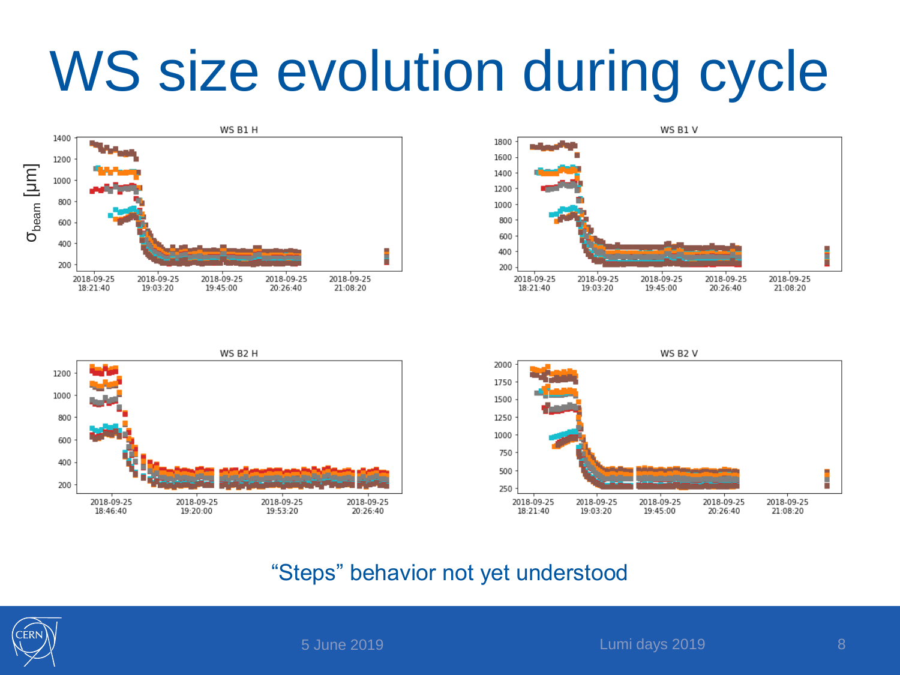# WS size evolution during cycle

“Steps” behavior not yet understood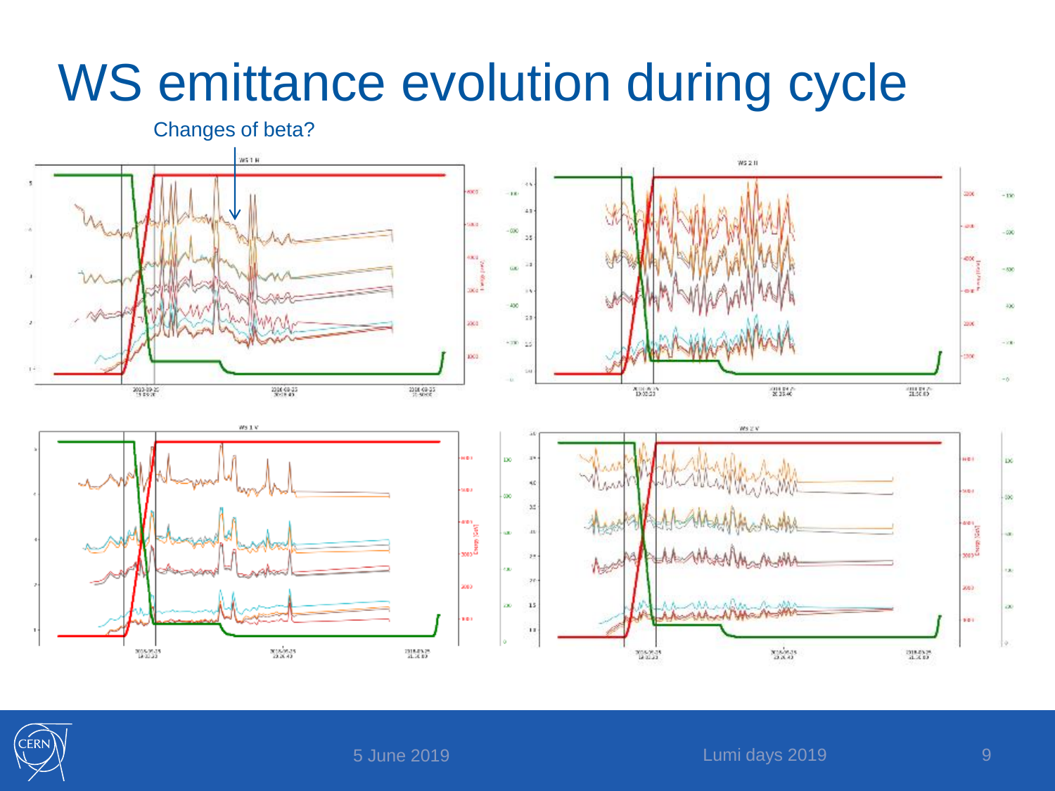# WS emittance evolution during cycle

Changes of beta?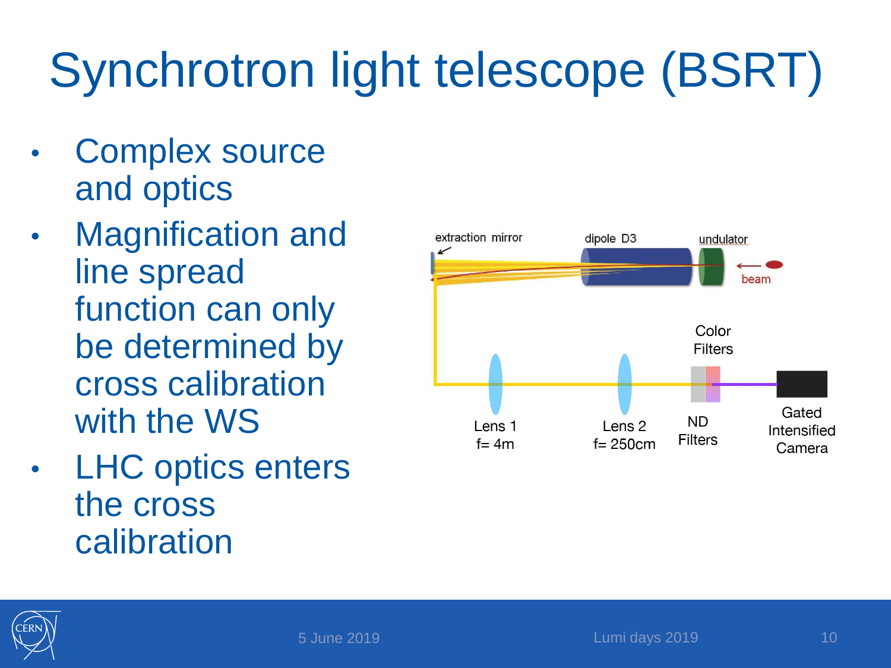# Synchrotron light telescope (BSRT)

- Complex source and optics
- Magnification and line spread function can only be determined by cross calibration with the WS
- LHC optics enters the cross calibration

extraction mirror

dipole D3

undulator

beam

Color Filters

Lens 1
f= 4m

Lens 2
f= 250cm

ND Filters

Gated Intensified Camera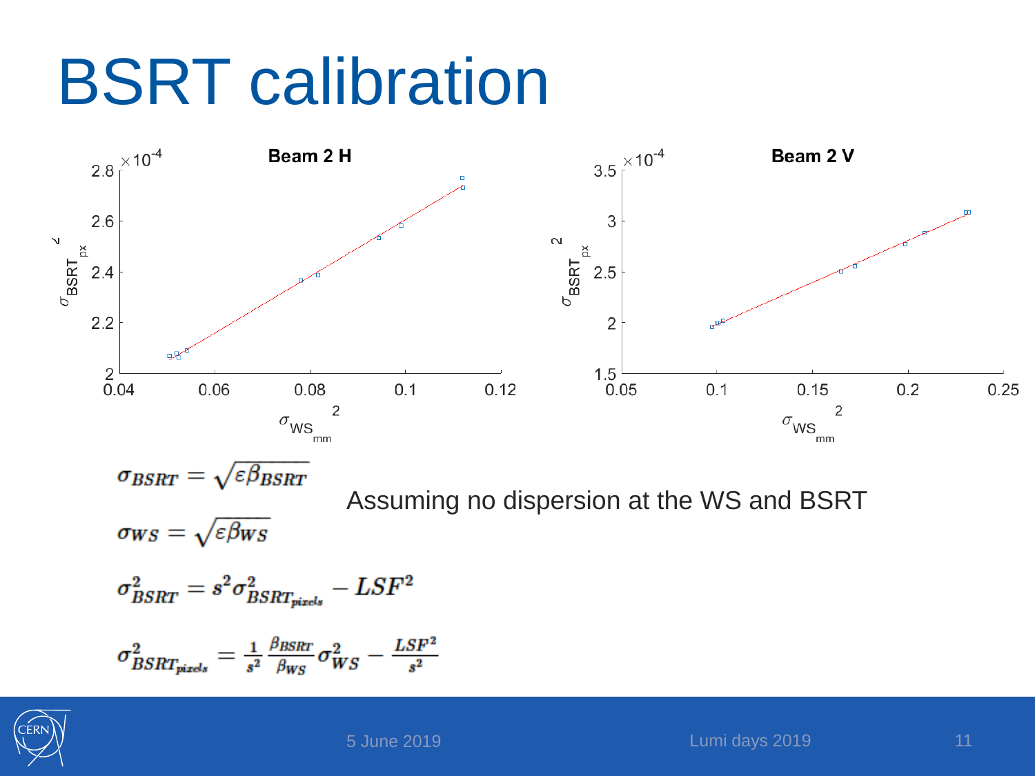# BSRT calibration

**Beam 2 H**

**Beam 2 V**

$$\sigma_{BSRT} = \sqrt{\varepsilon \beta_{BSRT}}$$

$$\sigma_{WS} = \sqrt{\varepsilon \beta_{WS}}$$

Assuming no dispersion at the WS and BSRT

$$\sigma_{BSRT}^2 = s^2 \sigma_{BSRT_{pixels}}^2 - LSF^2$$

$$\sigma_{BSRT_{pixels}}^2 = \frac{1}{s^2} \frac{\beta_{BSRT}}{\beta_{WS}} \sigma_{WS}^2 - \frac{LSF^2}{s^2}$$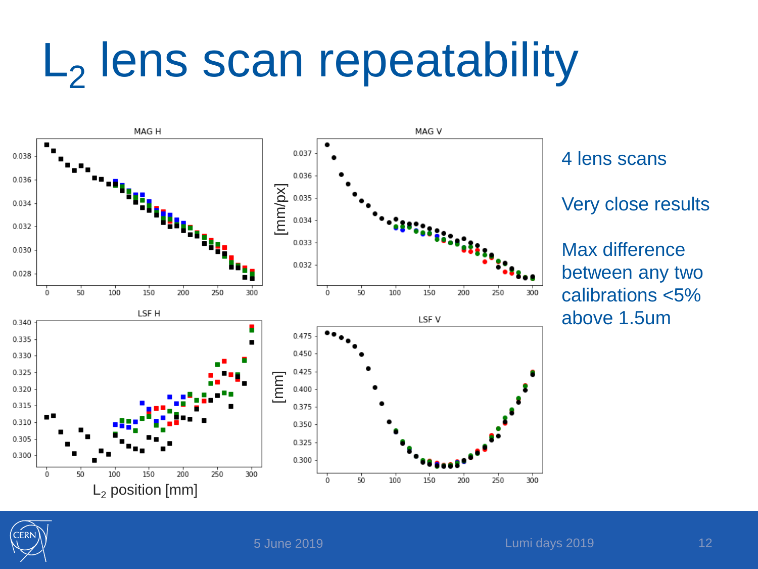# $L_2$ lens scan repeatability

4 lens scans

Very close results

Max difference between any two calibrations <5% above 1.5um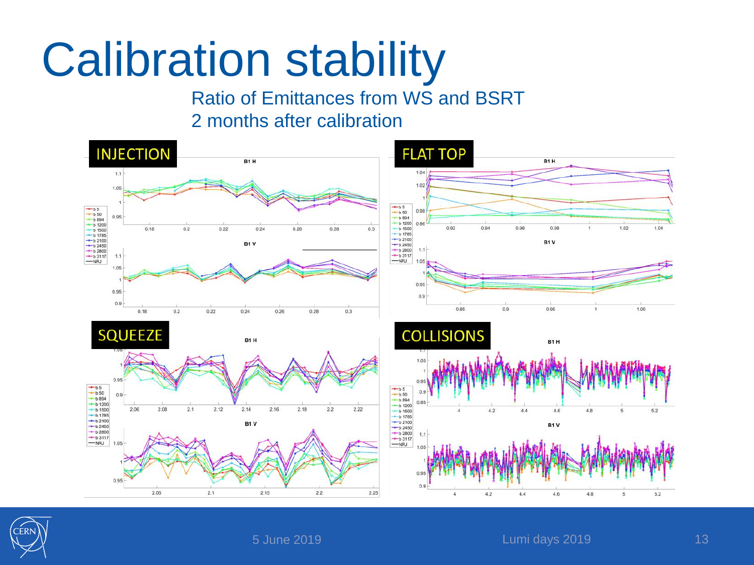# Calibration stability

Ratio of Emittances from WS and BSRT
2 months after calibration

INJECTION

FLAT TOP

SQUEEZE

COLLISIONS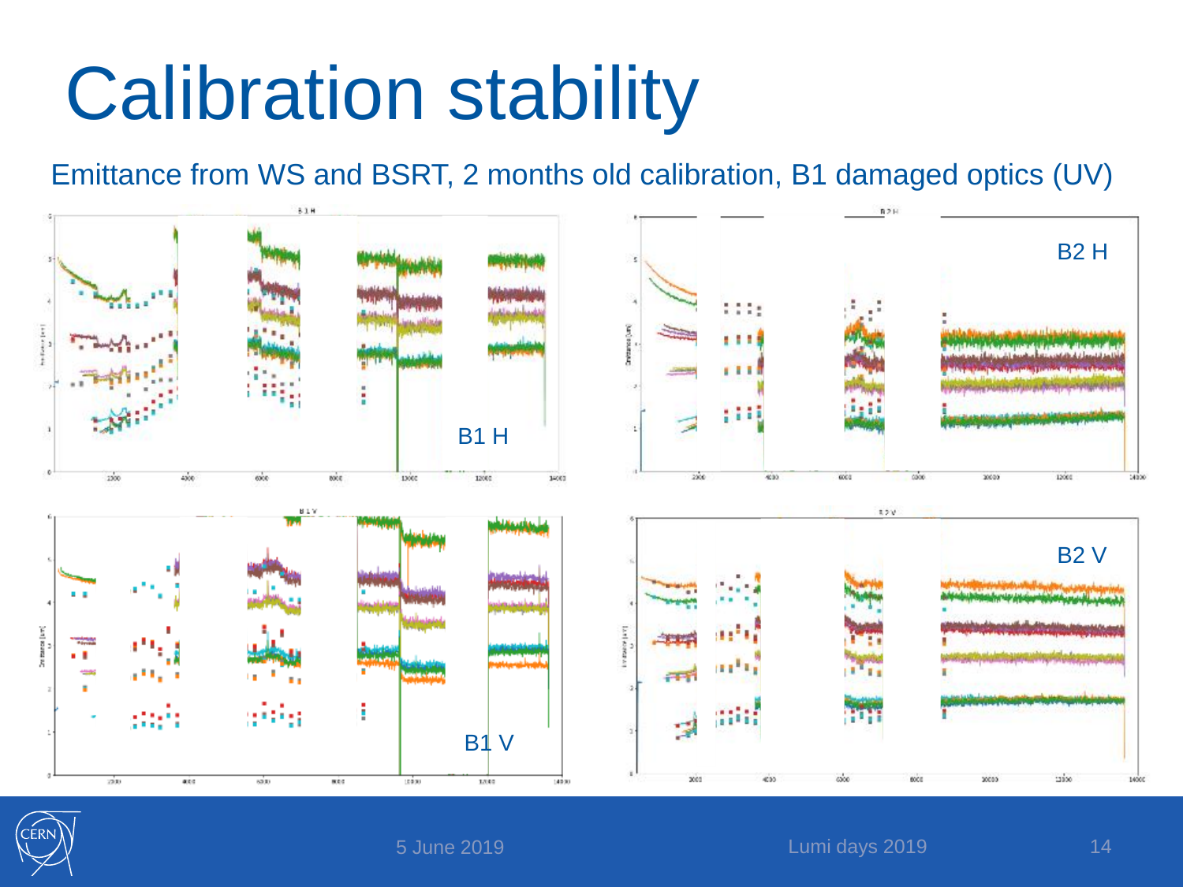# Calibration stability

Emittance from WS and BSRT, 2 months old calibration, B1 damaged optics (UV)

B1 H

B2 H

B1 V

B2 V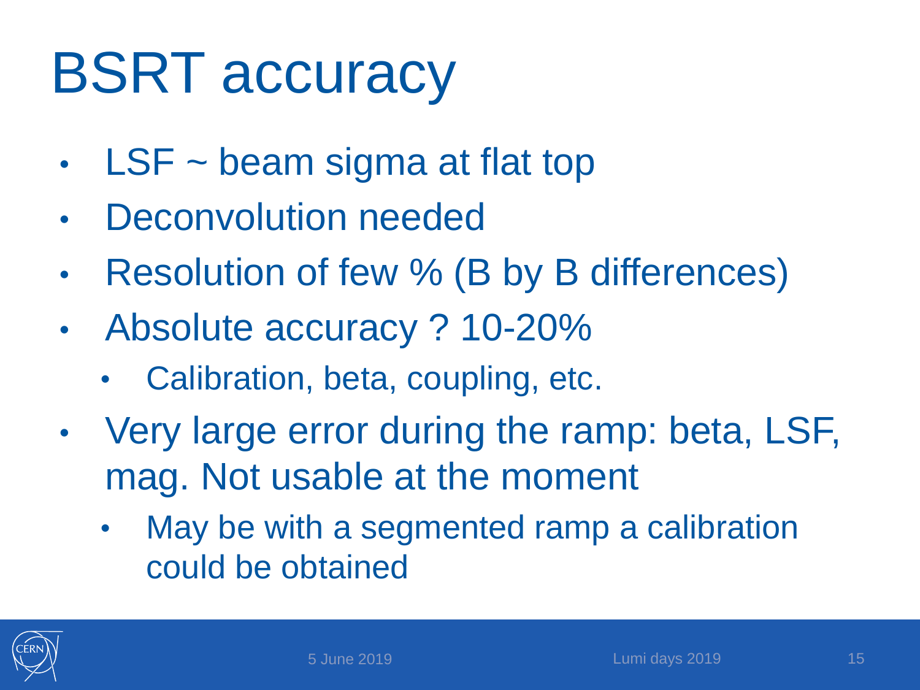# BSRT accuracy

- LSF ~ beam sigma at flat top
- Deconvolution needed
- Resolution of few % (B by B differences)
- Absolute accuracy ? 10-20%
  - Calibration, beta, coupling, etc.
- Very large error during the ramp: beta, LSF, mag. Not usable at the moment
  - May be with a segmented ramp a calibration could be obtained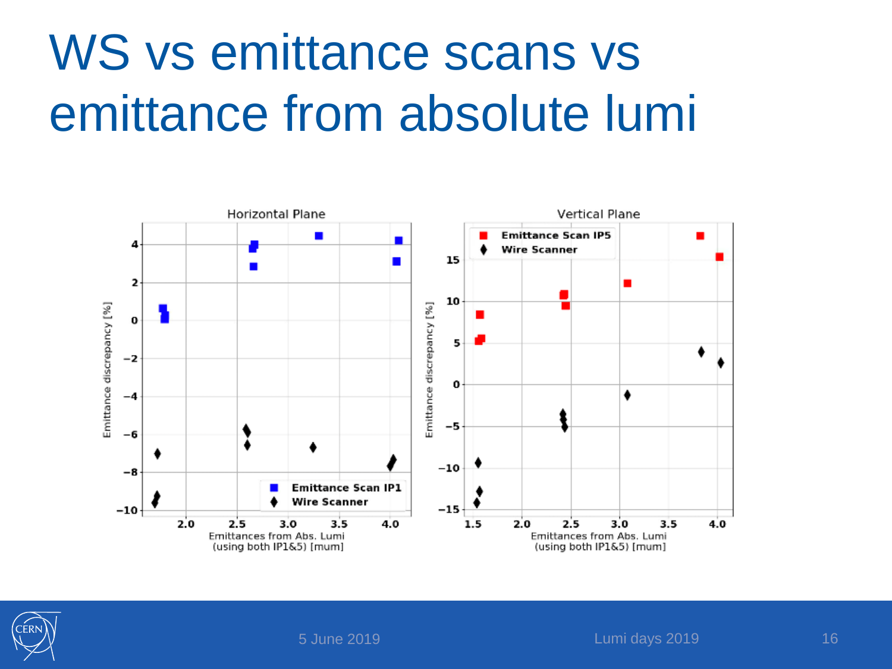# WS vs emittance scans vs emittance from absolute lumi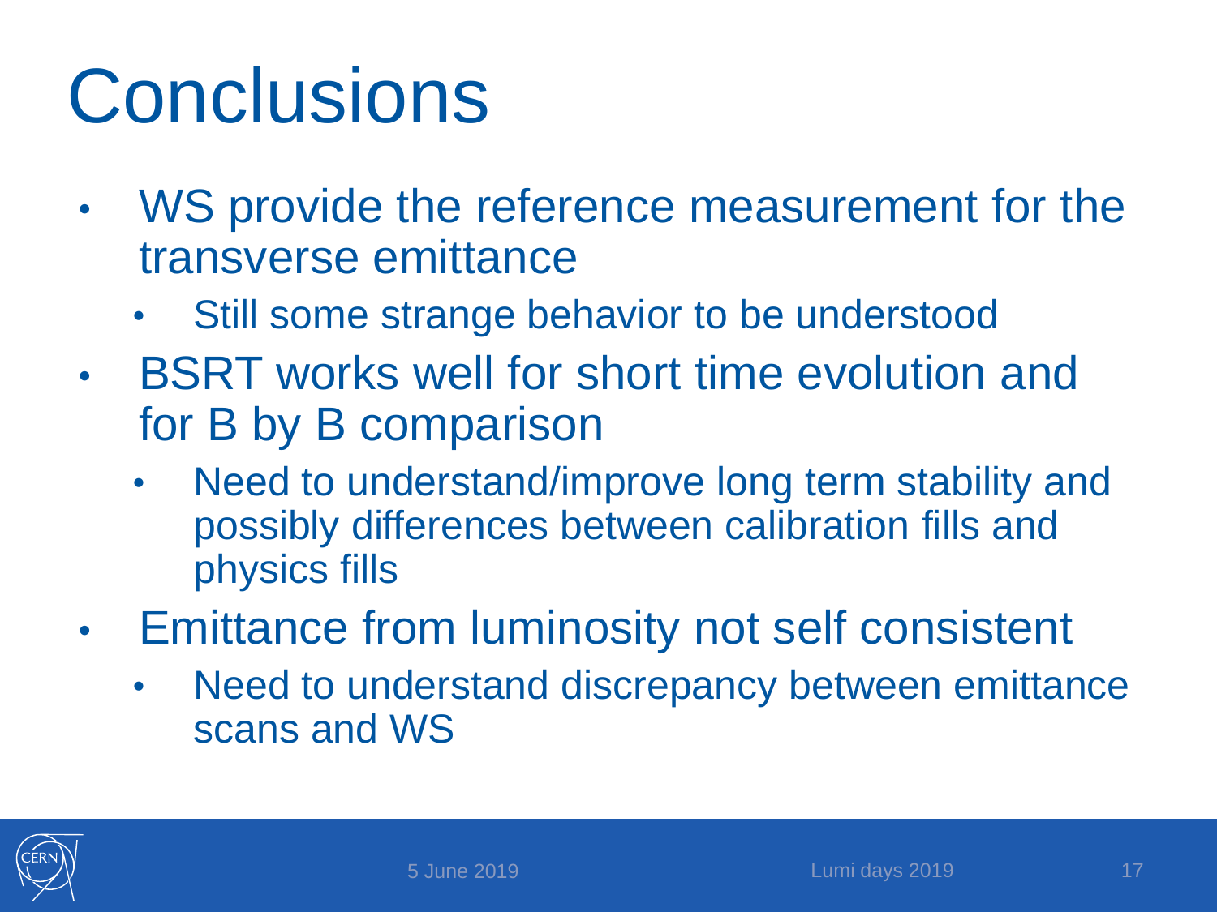# Conclusions

- WS provide the reference measurement for the transverse emittance
  - Still some strange behavior to be understood
- BSRT works well for short time evolution and for B by B comparison
  - Need to understand/improve long term stability and possibly differences between calibration fills and physics fills
- Emittance from luminosity not self consistent
  - Need to understand discrepancy between emittance scans and WS